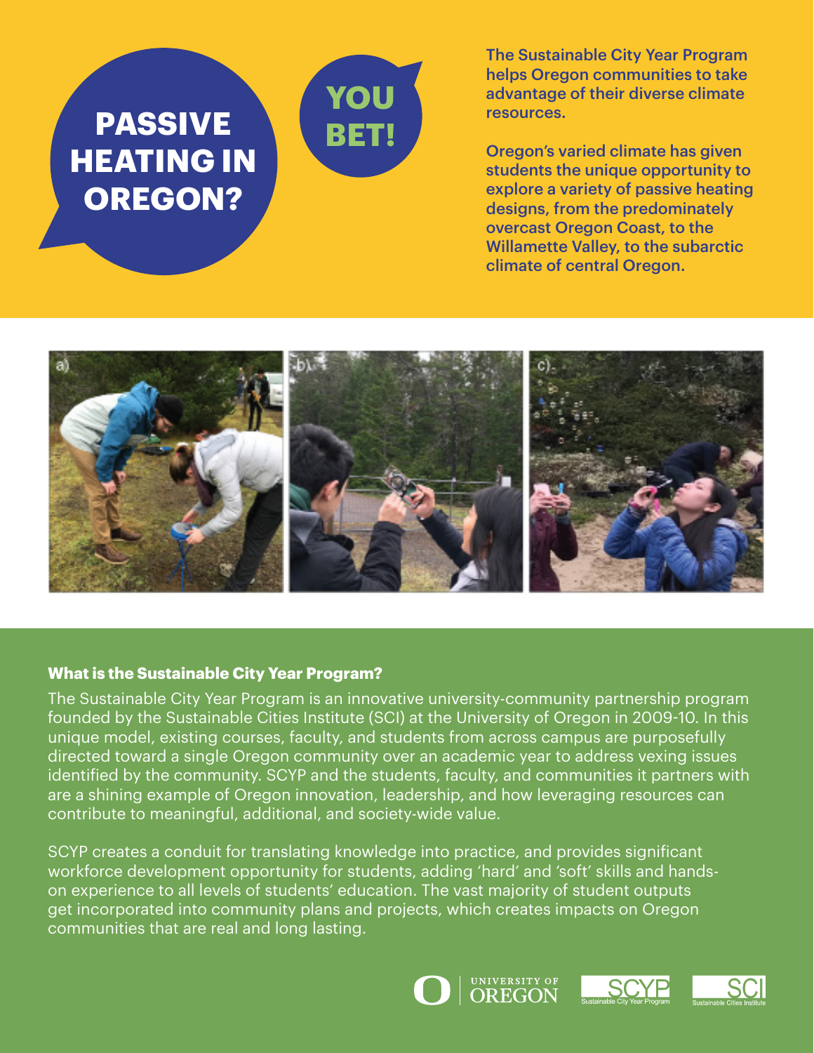# PASSIVE HEATING IN OREGON?

**YOU BET!**

**The Sustainable City Year Program helps Oregon communities to take advantage of their diverse climate resources.**

**Oregon's varied climate has given students the unique opportunity to explore a variety of passive heating designs, from the predominately overcast Oregon Coast, to the Willamette Valley, to the subarctic climate of central Oregon.**

### What is the Sustainable City Year Program?

The Sustainable City Year Program is an innovative university-community partnership program founded by the Sustainable Cities Institute (SCI) at the University of Oregon in 2009-10. In this unique model, existing courses, faculty, and students from across campus are purposefully directed toward a single Oregon community over an academic year to address vexing issues identified by the community. SCYP and the students, faculty, and communities it partners with are a shining example of Oregon innovation, leadership, and how leveraging resources can contribute to meaningful, additional, and society-wide value.

SCYP creates a conduit for translating knowledge into practice, and provides significant workforce development opportunity for students, adding 'hard' and 'soft' skills and hands-on experience to all levels of students' education. The vast majority of student outputs get incorporated into community plans and projects, which creates impacts on Oregon communities that are real and long lasting.

University of Oregon | SCYP Sustainable City Year Program | SCI Sustainable Cities Institute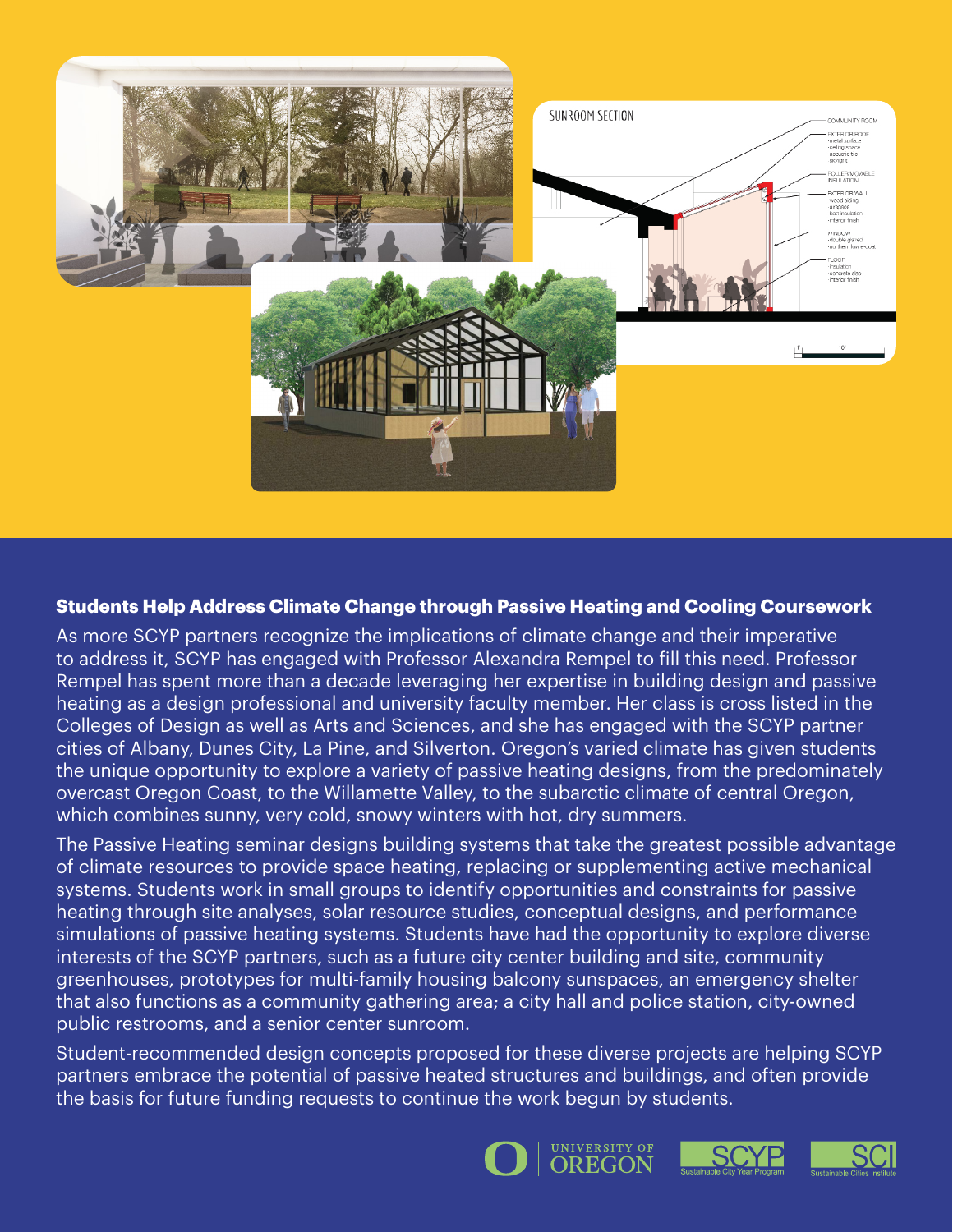### Students Help Address Climate Change through Passive Heating and Cooling Coursework

As more SCYP partners recognize the implications of climate change and their imperative to address it, SCYP has engaged with Professor Alexandra Rempel to fill this need. Professor Rempel has spent more than a decade leveraging her expertise in building design and passive heating as a design professional and university faculty member. Her class is cross listed in the Colleges of Design as well as Arts and Sciences, and she has engaged with the SCYP partner cities of Albany, Dunes City, La Pine, and Silverton. Oregon's varied climate has given students the unique opportunity to explore a variety of passive heating designs, from the predominately overcast Oregon Coast, to the Willamette Valley, to the subarctic climate of central Oregon, which combines sunny, very cold, snowy winters with hot, dry summers.

The Passive Heating seminar designs building systems that take the greatest possible advantage of climate resources to provide space heating, replacing or supplementing active mechanical systems. Students work in small groups to identify opportunities and constraints for passive heating through site analyses, solar resource studies, conceptual designs, and performance simulations of passive heating systems. Students have had the opportunity to explore diverse interests of the SCYP partners, such as a future city center building and site, community greenhouses, prototypes for multi-family housing balcony sunspaces, an emergency shelter that also functions as a community gathering area; a city hall and police station, city-owned public restrooms, and a senior center sunroom.

Student-recommended design concepts proposed for these diverse projects are helping SCYP partners embrace the potential of passive heated structures and buildings, and often provide the basis for future funding requests to continue the work begun by students.